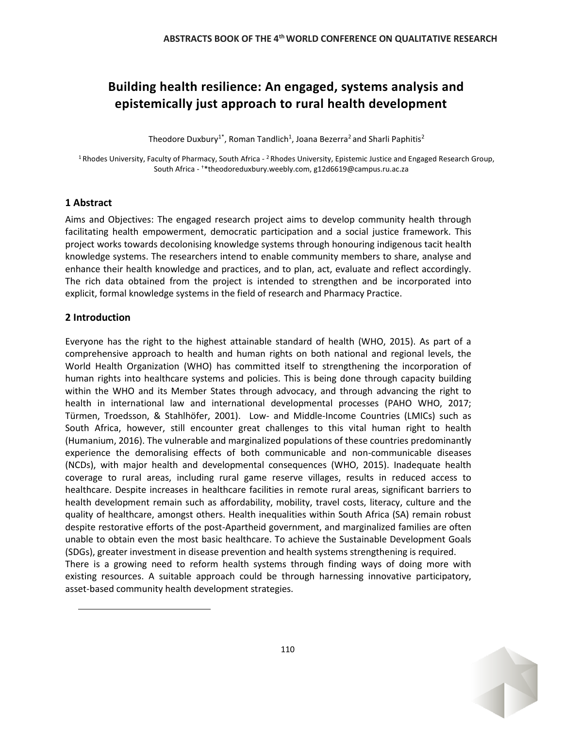# Building health resilience: An engaged, systems analysis and epistemically just approach to rural health development

Theodore Duxbury[1*], Roman Tandlich[1], Joana Bezerra[2] and Sharli Paphitis[2]

[1] Rhodes University, Faculty of Pharmacy, South Africa - [2] Rhodes University, Epistemic Justice and Engaged Research Group, South Africa - [†]*theodoreduxbury.weebly.com, g12d6619@campus.ru.ac.za

## 1 Abstract

Aims and Objectives: The engaged research project aims to develop community health through facilitating health empowerment, democratic participation and a social justice framework. This project works towards decolonising knowledge systems through honouring indigenous tacit health knowledge systems. The researchers intend to enable community members to share, analyse and enhance their health knowledge and practices, and to plan, act, evaluate and reflect accordingly. The rich data obtained from the project is intended to strengthen and be incorporated into explicit, formal knowledge systems in the field of research and Pharmacy Practice.

## 2 Introduction

Everyone has the right to the highest attainable standard of health (WHO, 2015). As part of a comprehensive approach to health and human rights on both national and regional levels, the World Health Organization (WHO) has committed itself to strengthening the incorporation of human rights into healthcare systems and policies. This is being done through capacity building within the WHO and its Member States through advocacy, and through advancing the right to health in international law and international developmental processes (PAHO WHO, 2017; Türmen, Troedsson, & Stahlhöfer, 2001). Low- and Middle-Income Countries (LMICs) such as South Africa, however, still encounter great challenges to this vital human right to health (Humanium, 2016). The vulnerable and marginalized populations of these countries predominantly experience the demoralising effects of both communicable and non-communicable diseases (NCDs), with major health and developmental consequences (WHO, 2015). Inadequate health coverage to rural areas, including rural game reserve villages, results in reduced access to healthcare. Despite increases in healthcare facilities in remote rural areas, significant barriers to health development remain such as affordability, mobility, travel costs, literacy, culture and the quality of healthcare, amongst others. Health inequalities within South Africa (SA) remain robust despite restorative efforts of the post-Apartheid government, and marginalized families are often unable to obtain even the most basic healthcare. To achieve the Sustainable Development Goals (SDGs), greater investment in disease prevention and health systems strengthening is required.

There is a growing need to reform health systems through finding ways of doing more with existing resources. A suitable approach could be through harnessing innovative participatory, asset-based community health development strategies.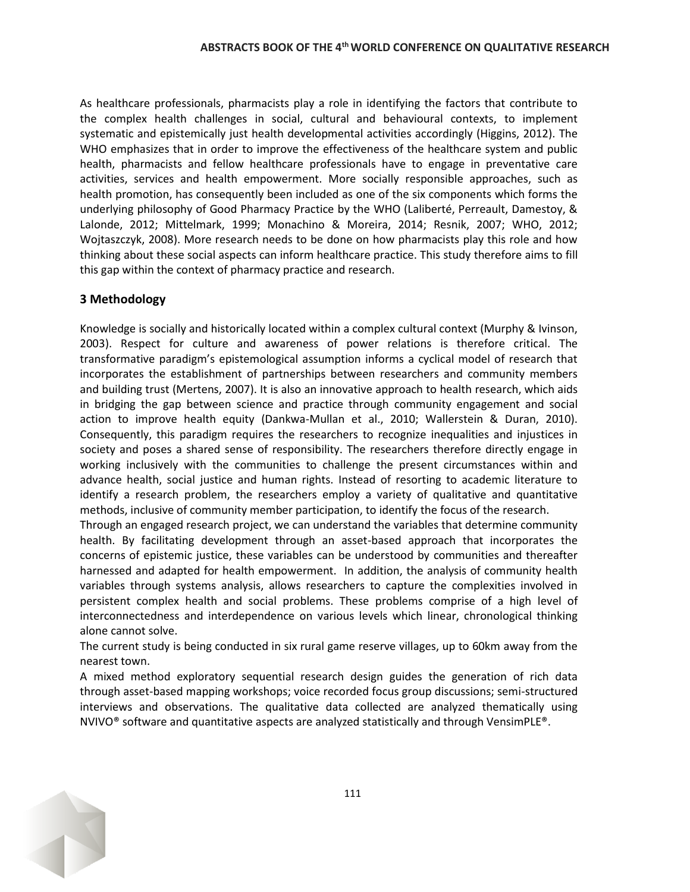As healthcare professionals, pharmacists play a role in identifying the factors that contribute to the complex health challenges in social, cultural and behavioural contexts, to implement systematic and epistemically just health developmental activities accordingly (Higgins, 2012). The WHO emphasizes that in order to improve the effectiveness of the healthcare system and public health, pharmacists and fellow healthcare professionals have to engage in preventative care activities, services and health empowerment. More socially responsible approaches, such as health promotion, has consequently been included as one of the six components which forms the underlying philosophy of Good Pharmacy Practice by the WHO (Laliberté, Perreault, Damestoy, & Lalonde, 2012; Mittelmark, 1999; Monachino & Moreira, 2014; Resnik, 2007; WHO, 2012; Wojtaszczyk, 2008). More research needs to be done on how pharmacists play this role and how thinking about these social aspects can inform healthcare practice. This study therefore aims to fill this gap within the context of pharmacy practice and research.

## 3 Methodology

Knowledge is socially and historically located within a complex cultural context (Murphy & Ivinson, 2003). Respect for culture and awareness of power relations is therefore critical. The transformative paradigm's epistemological assumption informs a cyclical model of research that incorporates the establishment of partnerships between researchers and community members and building trust (Mertens, 2007). It is also an innovative approach to health research, which aids in bridging the gap between science and practice through community engagement and social action to improve health equity (Dankwa-Mullan et al., 2010; Wallerstein & Duran, 2010). Consequently, this paradigm requires the researchers to recognize inequalities and injustices in society and poses a shared sense of responsibility. The researchers therefore directly engage in working inclusively with the communities to challenge the present circumstances within and advance health, social justice and human rights. Instead of resorting to academic literature to identify a research problem, the researchers employ a variety of qualitative and quantitative methods, inclusive of community member participation, to identify the focus of the research.

Through an engaged research project, we can understand the variables that determine community health. By facilitating development through an asset-based approach that incorporates the concerns of epistemic justice, these variables can be understood by communities and thereafter harnessed and adapted for health empowerment. In addition, the analysis of community health variables through systems analysis, allows researchers to capture the complexities involved in persistent complex health and social problems. These problems comprise of a high level of interconnectedness and interdependence on various levels which linear, chronological thinking alone cannot solve.

The current study is being conducted in six rural game reserve villages, up to 60km away from the nearest town.

A mixed method exploratory sequential research design guides the generation of rich data through asset-based mapping workshops; voice recorded focus group discussions; semi-structured interviews and observations. The qualitative data collected are analyzed thematically using NVIVO® software and quantitative aspects are analyzed statistically and through VensimPLE®.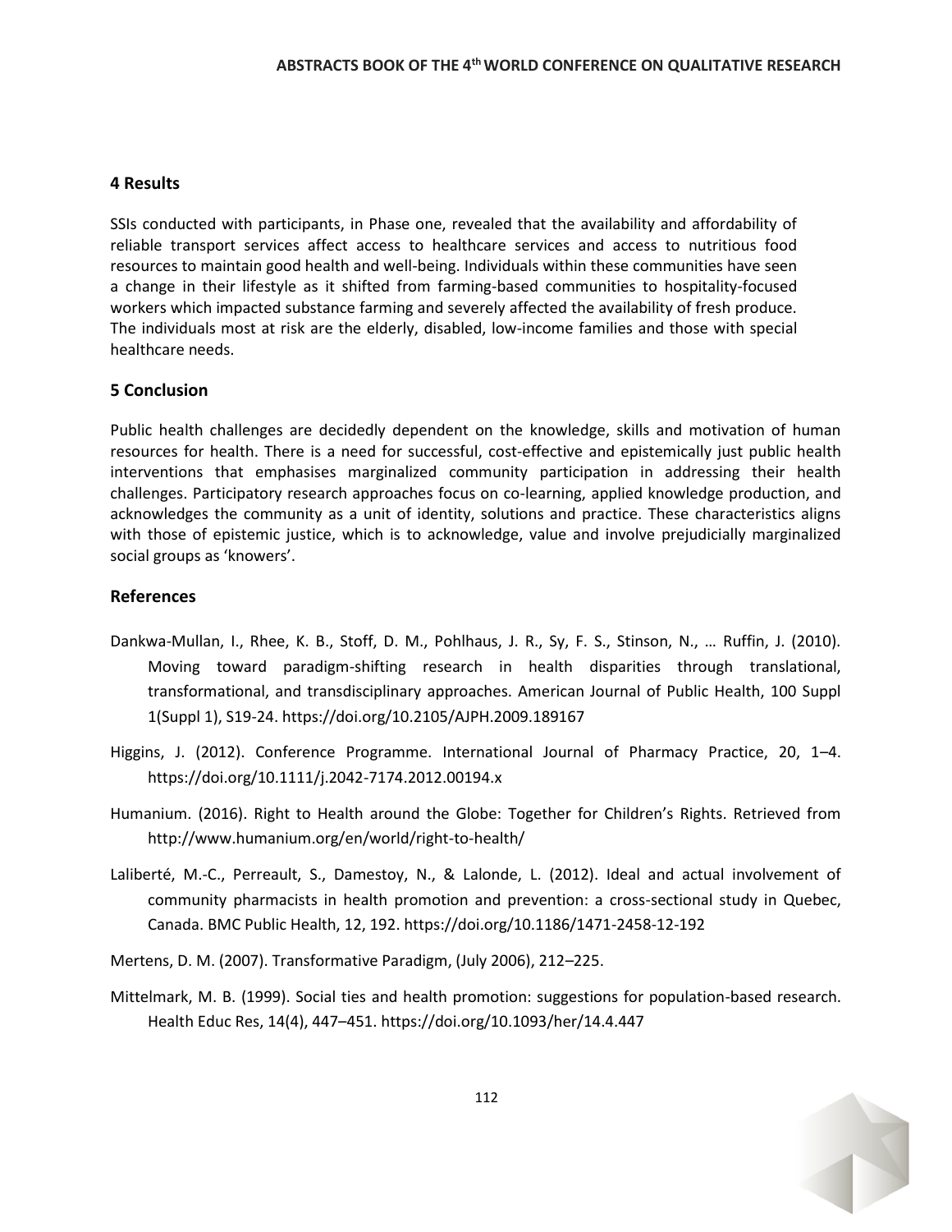## 4 Results

SSIs conducted with participants, in Phase one, revealed that the availability and affordability of reliable transport services affect access to healthcare services and access to nutritious food resources to maintain good health and well-being. Individuals within these communities have seen a change in their lifestyle as it shifted from farming-based communities to hospitality-focused workers which impacted substance farming and severely affected the availability of fresh produce. The individuals most at risk are the elderly, disabled, low-income families and those with special healthcare needs.

## 5 Conclusion

Public health challenges are decidedly dependent on the knowledge, skills and motivation of human resources for health. There is a need for successful, cost-effective and epistemically just public health interventions that emphasises marginalized community participation in addressing their health challenges. Participatory research approaches focus on co-learning, applied knowledge production, and acknowledges the community as a unit of identity, solutions and practice. These characteristics aligns with those of epistemic justice, which is to acknowledge, value and involve prejudicially marginalized social groups as 'knowers'.

## References

Dankwa-Mullan, I., Rhee, K. B., Stoff, D. M., Pohlhaus, J. R., Sy, F. S., Stinson, N., … Ruffin, J. (2010). Moving toward paradigm-shifting research in health disparities through translational, transformational, and transdisciplinary approaches. American Journal of Public Health, 100 Suppl 1(Suppl 1), S19-24. https://doi.org/10.2105/AJPH.2009.189167

Higgins, J. (2012). Conference Programme. International Journal of Pharmacy Practice, 20, 1–4. https://doi.org/10.1111/j.2042-7174.2012.00194.x

Humanium. (2016). Right to Health around the Globe: Together for Children's Rights. Retrieved from http://www.humanium.org/en/world/right-to-health/

Laliberté, M.-C., Perreault, S., Damestoy, N., & Lalonde, L. (2012). Ideal and actual involvement of community pharmacists in health promotion and prevention: a cross-sectional study in Quebec, Canada. BMC Public Health, 12, 192. https://doi.org/10.1186/1471-2458-12-192

Mertens, D. M. (2007). Transformative Paradigm, (July 2006), 212–225.

Mittelmark, M. B. (1999). Social ties and health promotion: suggestions for population-based research. Health Educ Res, 14(4), 447–451. https://doi.org/10.1093/her/14.4.447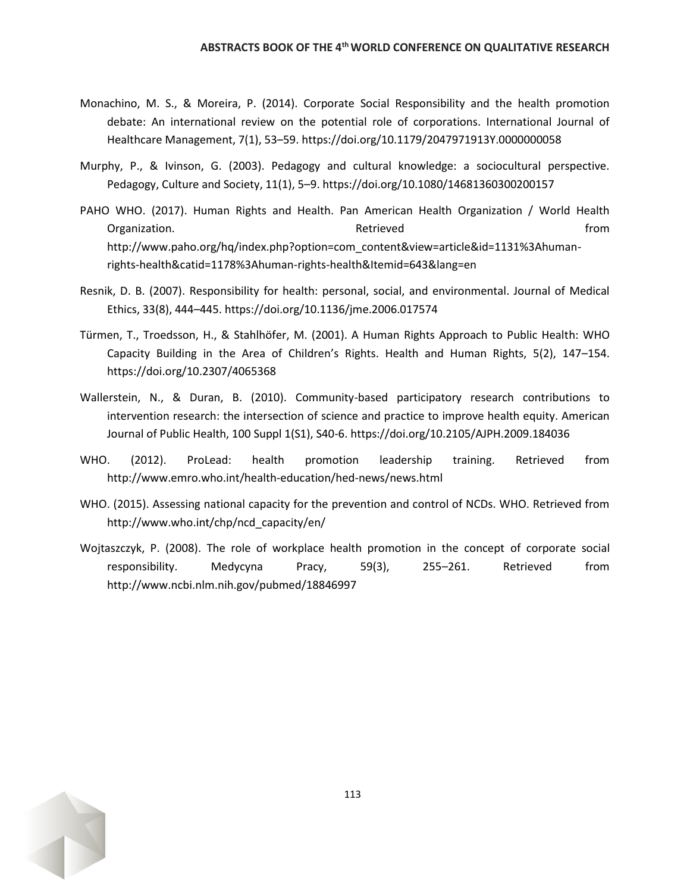Monachino, M. S., & Moreira, P. (2014). Corporate Social Responsibility and the health promotion debate: An international review on the potential role of corporations. International Journal of Healthcare Management, 7(1), 53–59. https://doi.org/10.1179/2047971913Y.0000000058

Murphy, P., & Ivinson, G. (2003). Pedagogy and cultural knowledge: a sociocultural perspective. Pedagogy, Culture and Society, 11(1), 5–9. https://doi.org/10.1080/14681360300200157

PAHO WHO. (2017). Human Rights and Health. Pan American Health Organization / World Health Organization. Retrieved from http://www.paho.org/hq/index.php?option=com_content&view=article&id=1131%3Ahuman-rights-health&catid=1178%3Ahuman-rights-health&Itemid=643&lang=en

Resnik, D. B. (2007). Responsibility for health: personal, social, and environmental. Journal of Medical Ethics, 33(8), 444–445. https://doi.org/10.1136/jme.2006.017574

Türmen, T., Troedsson, H., & Stahlhöfer, M. (2001). A Human Rights Approach to Public Health: WHO Capacity Building in the Area of Children's Rights. Health and Human Rights, 5(2), 147–154. https://doi.org/10.2307/4065368

Wallerstein, N., & Duran, B. (2010). Community-based participatory research contributions to intervention research: the intersection of science and practice to improve health equity. American Journal of Public Health, 100 Suppl 1(S1), S40-6. https://doi.org/10.2105/AJPH.2009.184036

WHO. (2012). ProLead: health promotion leadership training. Retrieved from http://www.emro.who.int/health-education/hed-news/news.html

WHO. (2015). Assessing national capacity for the prevention and control of NCDs. WHO. Retrieved from http://www.who.int/chp/ncd_capacity/en/

Wojtaszczyk, P. (2008). The role of workplace health promotion in the concept of corporate social responsibility. Medycyna Pracy, 59(3), 255–261. Retrieved from http://www.ncbi.nlm.nih.gov/pubmed/18846997